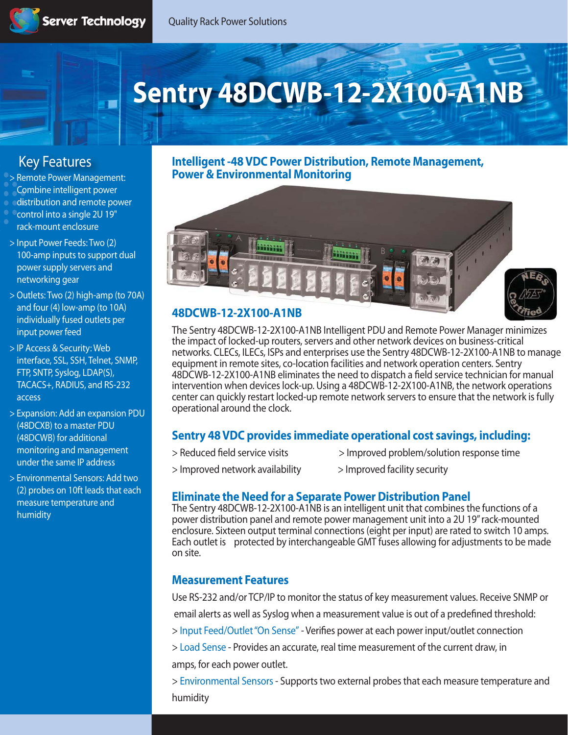Server Technology — Quality Rack Power Solutions

# Sentry 48DCWB-12-2X100-A1NB

## Key Features

> Remote Power Management: Combine intelligent power distribution and remote power control into a single 2U 19" rack-mount enclosure

> Input Power Feeds: Two (2) 100-amp inputs to support dual power supply servers and networking gear

> Outlets: Two (2) high-amp (to 70A) and four (4) low-amp (to 10A) individually fused outlets per input power feed

> IP Access & Security: Web interface, SSL, SSH, Telnet, SNMP, FTP, SNTP, Syslog, LDAP(S), TACACS+, RADIUS, and RS-232 access

> Expansion: Add an expansion PDU (48DCXB) to a master PDU (48DCWB) for additional monitoring and management under the same IP address

> Environmental Sensors: Add two (2) probes on 10ft leads that each measure temperature and humidity

## Intelligent -48 VDC Power Distribution, Remote Management, Power & Environmental Monitoring

### 48DCWB-12-2X100-A1NB

The Sentry 48DCWB-12-2X100-A1NB Intelligent PDU and Remote Power Manager minimizes the impact of locked-up routers, servers and other network devices on business-critical networks. CLECs, ILECs, ISPs and enterprises use the Sentry 48DCWB-12-2X100-A1NB to manage equipment in remote sites, co-location facilities and network operation centers. Sentry 48DCWB-12-2X100-A1NB eliminates the need to dispatch a field service technician for manual intervention when devices lock-up. Using a 48DCWB-12-2X100-A1NB, the network operations center can quickly restart locked-up remote network servers to ensure that the network is fully operational around the clock.

## Sentry 48 VDC provides immediate operational cost savings, including:

> Reduced field service visits

> Improved network availability

> Improved problem/solution response time

> Improved facility security

## Eliminate the Need for a Separate Power Distribution Panel

The Sentry 48DCWB-12-2X100-A1NB is an intelligent unit that combines the functions of a power distribution panel and remote power management unit into a 2U 19" rack-mounted enclosure. Sixteen output terminal connections (eight per input) are rated to switch 10 amps. Each outlet is protected by interchangeable GMT fuses allowing for adjustments to be made on site.

## Measurement Features

Use RS-232 and/or TCP/IP to monitor the status of key measurement values. Receive SNMP or email alerts as well as Syslog when a measurement value is out of a predefined threshold:

> Input Feed/Outlet "On Sense" - Verifies power at each power input/outlet connection

> Load Sense - Provides an accurate, real time measurement of the current draw, in amps, for each power outlet.

> Environmental Sensors - Supports two external probes that each measure temperature and humidity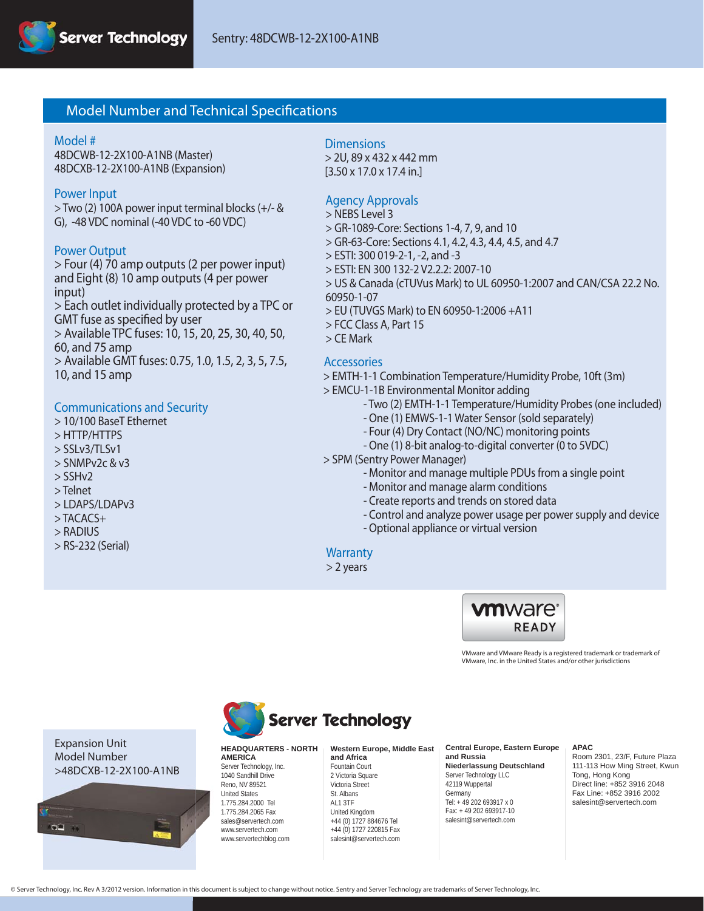## Model Number and Technical Specifications

### Model #
48DCWB-12-2X100-A1NB (Master)
48DCXB-12-2X100-A1NB (Expansion)

### Power Input
> Two (2) 100A power input terminal blocks (+/- & G), -48 VDC nominal (-40 VDC to -60 VDC)

### Power Output
> Four (4) 70 amp outputs (2 per power input) and Eight (8) 10 amp outputs (4 per power input)
> Each outlet individually protected by a TPC or GMT fuse as specified by user
> Available TPC fuses: 10, 15, 20, 25, 30, 40, 50, 60, and 75 amp
> Available GMT fuses: 0.75, 1.0, 1.5, 2, 3, 5, 7.5, 10, and 15 amp

### Communications and Security
> 10/100 BaseT Ethernet
> HTTP/HTTPS
> SSLv3/TLSv1
> SNMPv2c & v3
> SSHv2
> Telnet
> LDAPS/LDAPv3
> TACACS+
> RADIUS
> RS-232 (Serial)

### Dimensions
> 2U, 89 x 432 x 442 mm
[3.50 x 17.0 x 17.4 in.]

### Agency Approvals
> NEBS Level 3
> GR-1089-Core: Sections 1-4, 7, 9, and 10
> GR-63-Core: Sections 4.1, 4.2, 4.3, 4.4, 4.5, and 4.7
> ESTI: 300 019-2-1, -2, and -3
> ESTI: EN 300 132-2 V2.2.2: 2007-10
> US & Canada (cTUVus Mark) to UL 60950-1:2007 and CAN/CSA 22.2 No. 60950-1-07
> EU (TUVGS Mark) to EN 60950-1:2006 +A11
> FCC Class A, Part 15
> CE Mark

### Accessories
> EMTH-1-1 Combination Temperature/Humidity Probe, 10ft (3m)
> EMCU-1-1B Environmental Monitor adding
- Two (2) EMTH-1-1 Temperature/Humidity Probes (one included)
- One (1) EMWS-1-1 Water Sensor (sold separately)
- Four (4) Dry Contact (NO/NC) monitoring points
- One (1) 8-bit analog-to-digital converter (0 to 5VDC)

> SPM (Sentry Power Manager)
- Monitor and manage multiple PDUs from a single point
- Monitor and manage alarm conditions
- Create reports and trends on stored data
- Control and analyze power usage per power supply and device
- Optional appliance or virtual version

### Warranty
> 2 years

VMware and VMware Ready is a registered trademark or trademark of VMware, Inc. in the United States and/or other jurisdictions

Expansion Unit
Model Number
>48DCXB-12-2X100-A1NB

**Server Technology**

**HEADQUARTERS - NORTH AMERICA**
Server Technology, Inc.
1040 Sandhill Drive
Reno, NV 89521
United States
1.775.284.2000 Tel
1.775.284.2065 Fax
sales@servertech.com
www.servertech.com
www.servertechblog.com

**Western Europe, Middle East and Africa**
Fountain Court
2 Victoria Square
Victoria Street
St. Albans
AL1 3TF
United Kingdom
+44 (0) 1727 884676 Tel
+44 (0) 1727 220815 Fax
salesint@servertech.com

**Central Europe, Eastern Europe and Russia**
**Niederlassung Deutschland**
Server Technology LLC
42119 Wuppertal
Germany
Tel: + 49 202 693917 x 0
Fax: + 49 202 693917-10
salesint@servertech.com

**APAC**
Room 2301, 23/F, Future Plaza
111-113 How Ming Street, Kwun Tong, Hong Kong
Direct line: +852 3916 2048
Fax Line: +852 3916 2002
salesint@servertech.com

© Server Technology, Inc. Rev A 3/2012 version. Information in this document is subject to change without notice. Sentry and Server Technology are trademarks of Server Technology, Inc.